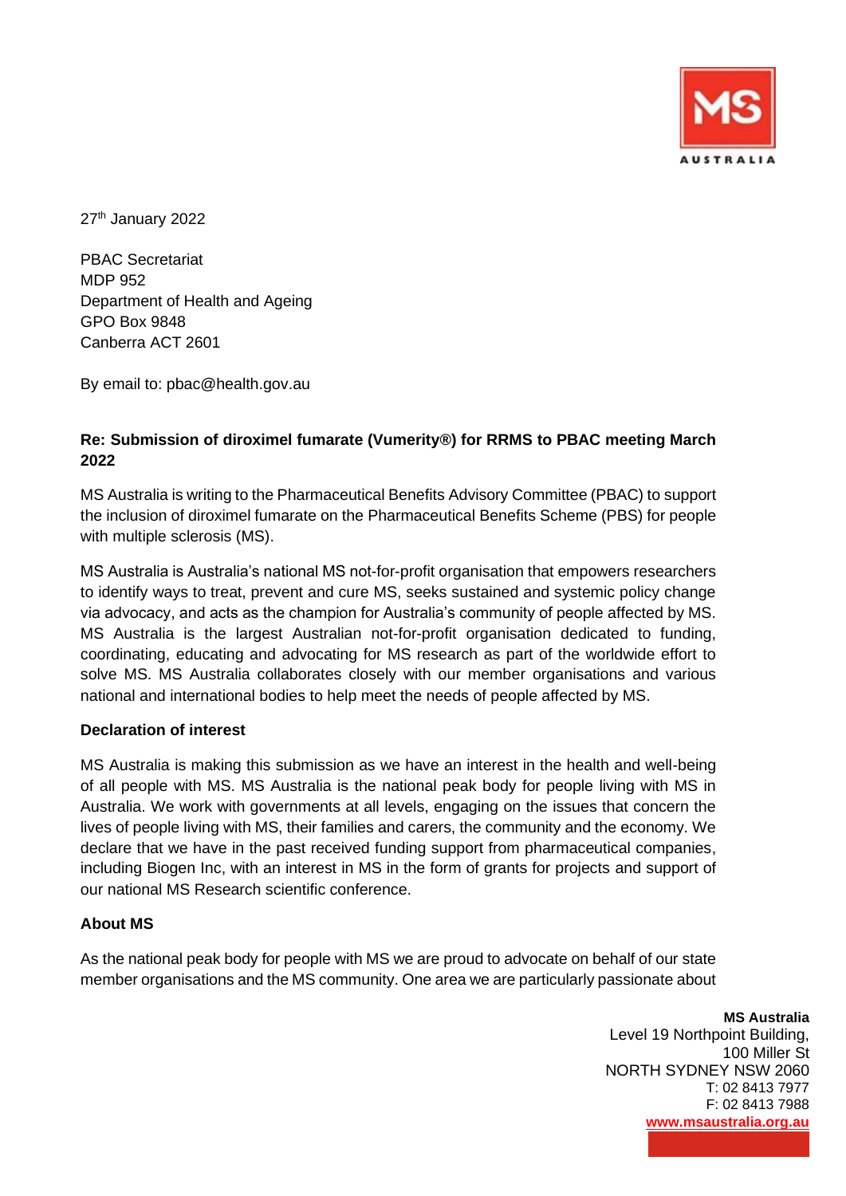27th January 2022

PBAC Secretariat
MDP 952
Department of Health and Ageing
GPO Box 9848
Canberra ACT 2601

By email to: pbac@health.gov.au

**Re: Submission of diroximel fumarate (Vumerity®) for RRMS to PBAC meeting March 2022**

MS Australia is writing to the Pharmaceutical Benefits Advisory Committee (PBAC) to support the inclusion of diroximel fumarate on the Pharmaceutical Benefits Scheme (PBS) for people with multiple sclerosis (MS).

MS Australia is Australia's national MS not-for-profit organisation that empowers researchers to identify ways to treat, prevent and cure MS, seeks sustained and systemic policy change via advocacy, and acts as the champion for Australia's community of people affected by MS. MS Australia is the largest Australian not-for-profit organisation dedicated to funding, coordinating, educating and advocating for MS research as part of the worldwide effort to solve MS. MS Australia collaborates closely with our member organisations and various national and international bodies to help meet the needs of people affected by MS.

**Declaration of interest**

MS Australia is making this submission as we have an interest in the health and well-being of all people with MS. MS Australia is the national peak body for people living with MS in Australia. We work with governments at all levels, engaging on the issues that concern the lives of people living with MS, their families and carers, the community and the economy. We declare that we have in the past received funding support from pharmaceutical companies, including Biogen Inc, with an interest in MS in the form of grants for projects and support of our national MS Research scientific conference.

**About MS**

As the national peak body for people with MS we are proud to advocate on behalf of our state member organisations and the MS community. One area we are particularly passionate about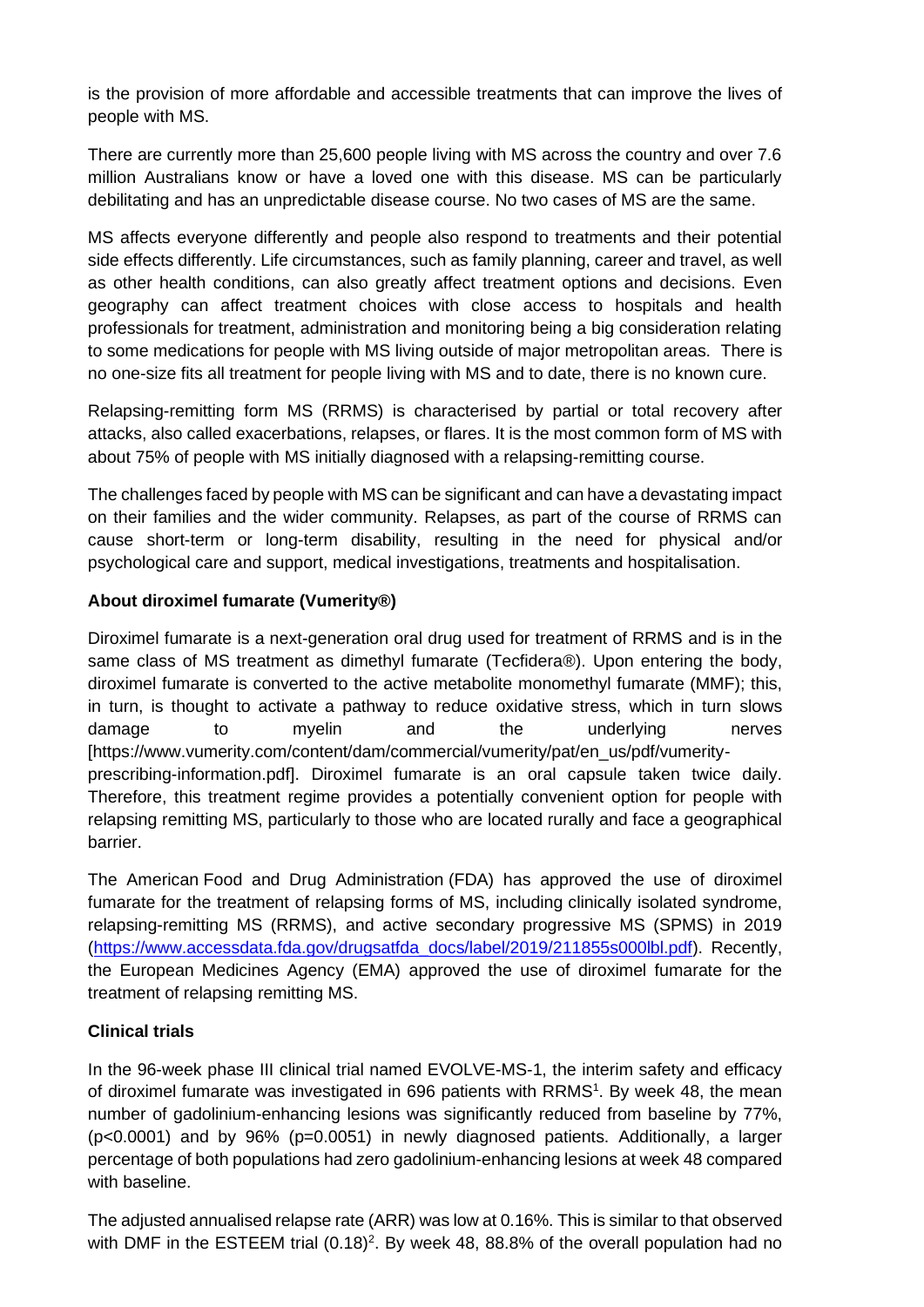is the provision of more affordable and accessible treatments that can improve the lives of people with MS.

There are currently more than 25,600 people living with MS across the country and over 7.6 million Australians know or have a loved one with this disease. MS can be particularly debilitating and has an unpredictable disease course. No two cases of MS are the same.

MS affects everyone differently and people also respond to treatments and their potential side effects differently. Life circumstances, such as family planning, career and travel, as well as other health conditions, can also greatly affect treatment options and decisions. Even geography can affect treatment choices with close access to hospitals and health professionals for treatment, administration and monitoring being a big consideration relating to some medications for people with MS living outside of major metropolitan areas. There is no one-size fits all treatment for people living with MS and to date, there is no known cure.

Relapsing-remitting form MS (RRMS) is characterised by partial or total recovery after attacks, also called exacerbations, relapses, or flares. It is the most common form of MS with about 75% of people with MS initially diagnosed with a relapsing-remitting course.

The challenges faced by people with MS can be significant and can have a devastating impact on their families and the wider community. Relapses, as part of the course of RRMS can cause short-term or long-term disability, resulting in the need for physical and/or psychological care and support, medical investigations, treatments and hospitalisation.

**About diroximel fumarate (Vumerity®)**

Diroximel fumarate is a next-generation oral drug used for treatment of RRMS and is in the same class of MS treatment as dimethyl fumarate (Tecfidera®). Upon entering the body, diroximel fumarate is converted to the active metabolite monomethyl fumarate (MMF); this, in turn, is thought to activate a pathway to reduce oxidative stress, which in turn slows damage to myelin and the underlying nerves [https://www.vumerity.com/content/dam/commercial/vumerity/pat/en_us/pdf/vumerity-prescribing-information.pdf]. Diroximel fumarate is an oral capsule taken twice daily. Therefore, this treatment regime provides a potentially convenient option for people with relapsing remitting MS, particularly to those who are located rurally and face a geographical barrier.

The American Food and Drug Administration (FDA) has approved the use of diroximel fumarate for the treatment of relapsing forms of MS, including clinically isolated syndrome, relapsing-remitting MS (RRMS), and active secondary progressive MS (SPMS) in 2019 (https://www.accessdata.fda.gov/drugsatfda_docs/label/2019/211855s000lbl.pdf). Recently, the European Medicines Agency (EMA) approved the use of diroximel fumarate for the treatment of relapsing remitting MS.

**Clinical trials**

In the 96-week phase III clinical trial named EVOLVE-MS-1, the interim safety and efficacy of diroximel fumarate was investigated in 696 patients with RRMS[1]. By week 48, the mean number of gadolinium-enhancing lesions was significantly reduced from baseline by 77%, ($p<0.0001$) and by 96% ($p=0.0051$) in newly diagnosed patients. Additionally, a larger percentage of both populations had zero gadolinium-enhancing lesions at week 48 compared with baseline.

The adjusted annualised relapse rate (ARR) was low at 0.16%. This is similar to that observed with DMF in the ESTEEM trial (0.18)[2]. By week 48, 88.8% of the overall population had no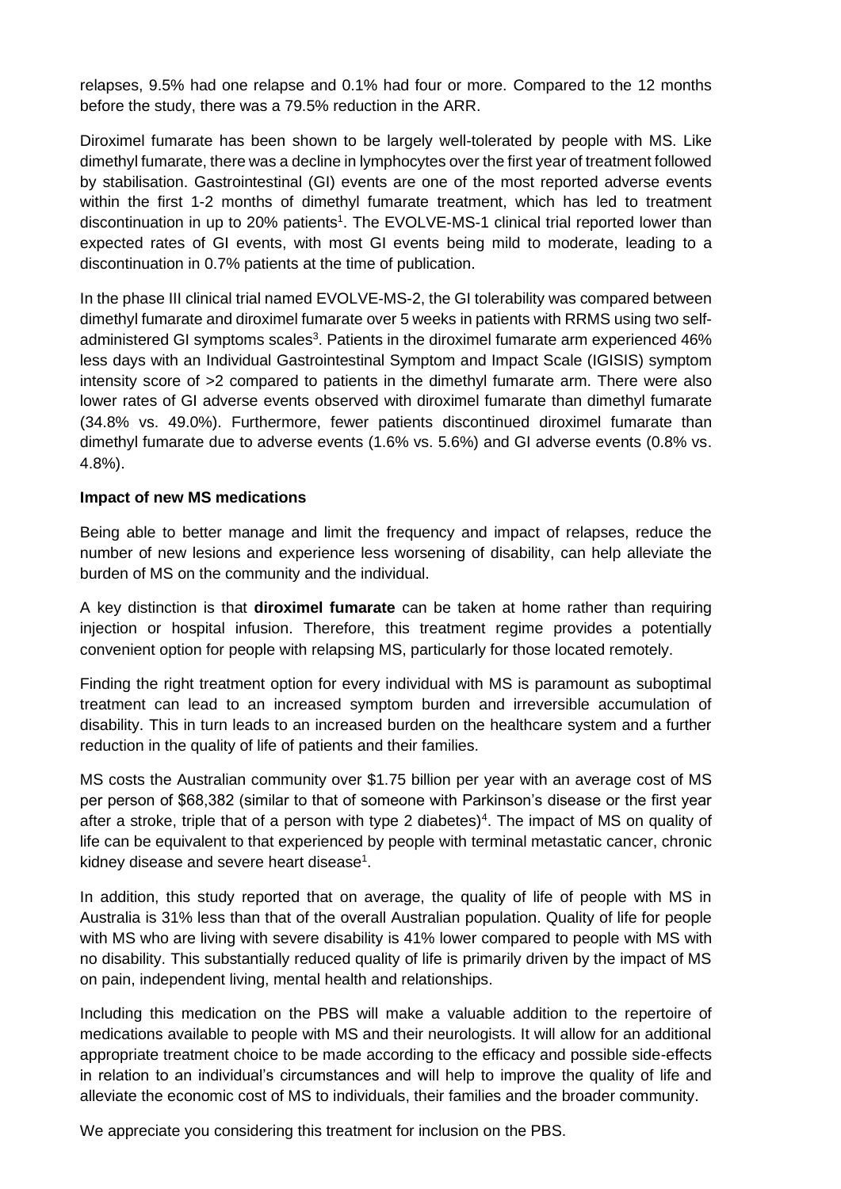relapses, 9.5% had one relapse and 0.1% had four or more. Compared to the 12 months before the study, there was a 79.5% reduction in the ARR.

Diroximel fumarate has been shown to be largely well-tolerated by people with MS. Like dimethyl fumarate, there was a decline in lymphocytes over the first year of treatment followed by stabilisation. Gastrointestinal (GI) events are one of the most reported adverse events within the first 1-2 months of dimethyl fumarate treatment, which has led to treatment discontinuation in up to 20% patients[1]. The EVOLVE-MS-1 clinical trial reported lower than expected rates of GI events, with most GI events being mild to moderate, leading to a discontinuation in 0.7% patients at the time of publication.

In the phase III clinical trial named EVOLVE-MS-2, the GI tolerability was compared between dimethyl fumarate and diroximel fumarate over 5 weeks in patients with RRMS using two self-administered GI symptoms scales[3]. Patients in the diroximel fumarate arm experienced 46% less days with an Individual Gastrointestinal Symptom and Impact Scale (IGISIS) symptom intensity score of >2 compared to patients in the dimethyl fumarate arm. There were also lower rates of GI adverse events observed with diroximel fumarate than dimethyl fumarate (34.8% vs. 49.0%). Furthermore, fewer patients discontinued diroximel fumarate than dimethyl fumarate due to adverse events (1.6% vs. 5.6%) and GI adverse events (0.8% vs. 4.8%).

**Impact of new MS medications**

Being able to better manage and limit the frequency and impact of relapses, reduce the number of new lesions and experience less worsening of disability, can help alleviate the burden of MS on the community and the individual.

A key distinction is that **diroximel fumarate** can be taken at home rather than requiring injection or hospital infusion. Therefore, this treatment regime provides a potentially convenient option for people with relapsing MS, particularly for those located remotely.

Finding the right treatment option for every individual with MS is paramount as suboptimal treatment can lead to an increased symptom burden and irreversible accumulation of disability. This in turn leads to an increased burden on the healthcare system and a further reduction in the quality of life of patients and their families.

MS costs the Australian community over $1.75 billion per year with an average cost of MS per person of $68,382 (similar to that of someone with Parkinson's disease or the first year after a stroke, triple that of a person with type 2 diabetes)[4]. The impact of MS on quality of life can be equivalent to that experienced by people with terminal metastatic cancer, chronic kidney disease and severe heart disease[1].

In addition, this study reported that on average, the quality of life of people with MS in Australia is 31% less than that of the overall Australian population. Quality of life for people with MS who are living with severe disability is 41% lower compared to people with MS with no disability. This substantially reduced quality of life is primarily driven by the impact of MS on pain, independent living, mental health and relationships.

Including this medication on the PBS will make a valuable addition to the repertoire of medications available to people with MS and their neurologists. It will allow for an additional appropriate treatment choice to be made according to the efficacy and possible side-effects in relation to an individual's circumstances and will help to improve the quality of life and alleviate the economic cost of MS to individuals, their families and the broader community.

We appreciate you considering this treatment for inclusion on the PBS.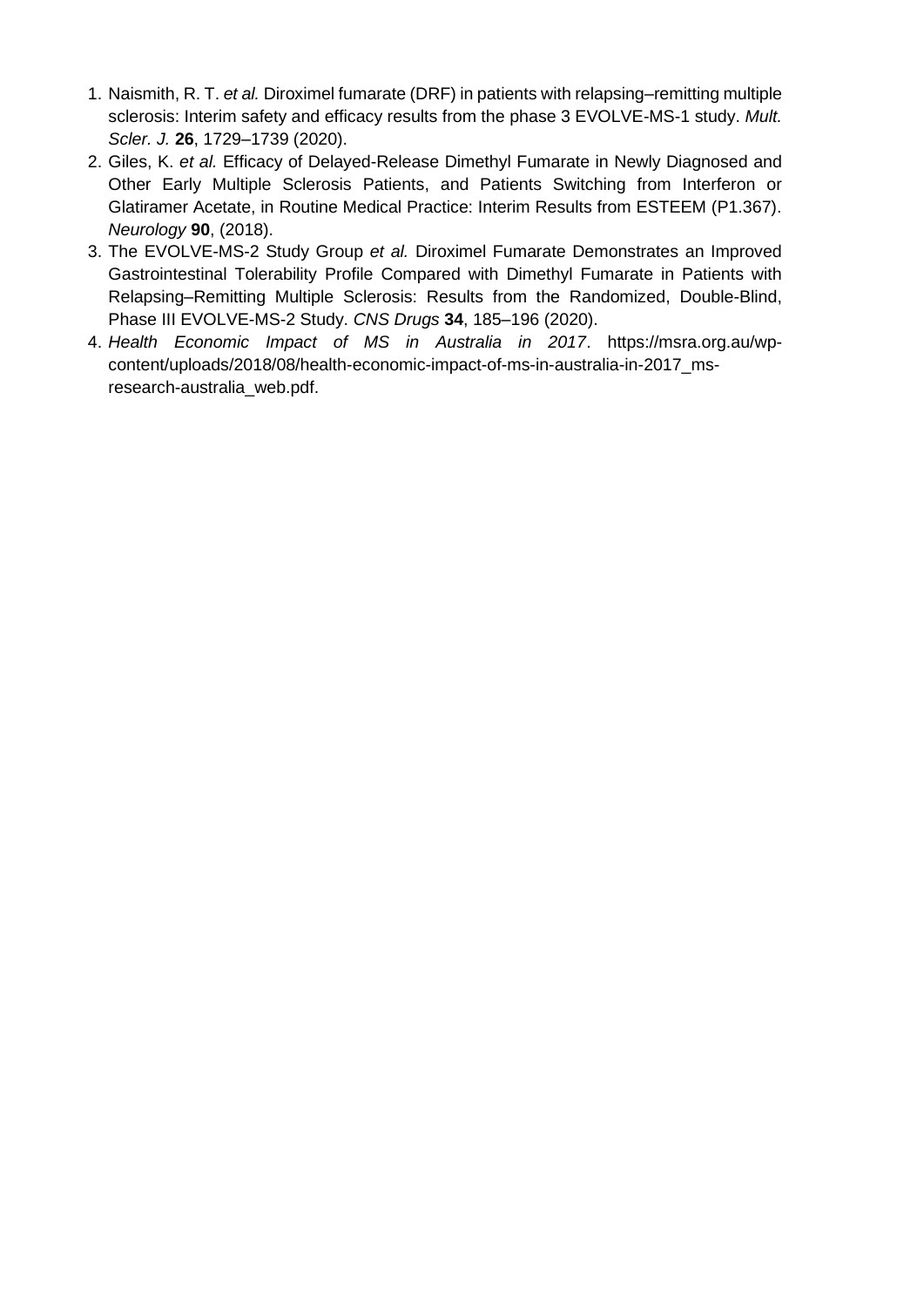1. Naismith, R. T. *et al.* Diroximel fumarate (DRF) in patients with relapsing–remitting multiple sclerosis: Interim safety and efficacy results from the phase 3 EVOLVE-MS-1 study. *Mult. Scler. J.* **26**, 1729–1739 (2020).
2. Giles, K. *et al.* Efficacy of Delayed-Release Dimethyl Fumarate in Newly Diagnosed and Other Early Multiple Sclerosis Patients, and Patients Switching from Interferon or Glatiramer Acetate, in Routine Medical Practice: Interim Results from ESTEEM (P1.367). *Neurology* **90**, (2018).
3. The EVOLVE-MS-2 Study Group *et al.* Diroximel Fumarate Demonstrates an Improved Gastrointestinal Tolerability Profile Compared with Dimethyl Fumarate in Patients with Relapsing–Remitting Multiple Sclerosis: Results from the Randomized, Double-Blind, Phase III EVOLVE-MS-2 Study. *CNS Drugs* **34**, 185–196 (2020).
4. *Health Economic Impact of MS in Australia in 2017*. https://msra.org.au/wp-content/uploads/2018/08/health-economic-impact-of-ms-in-australia-in-2017_ms-research-australia_web.pdf.